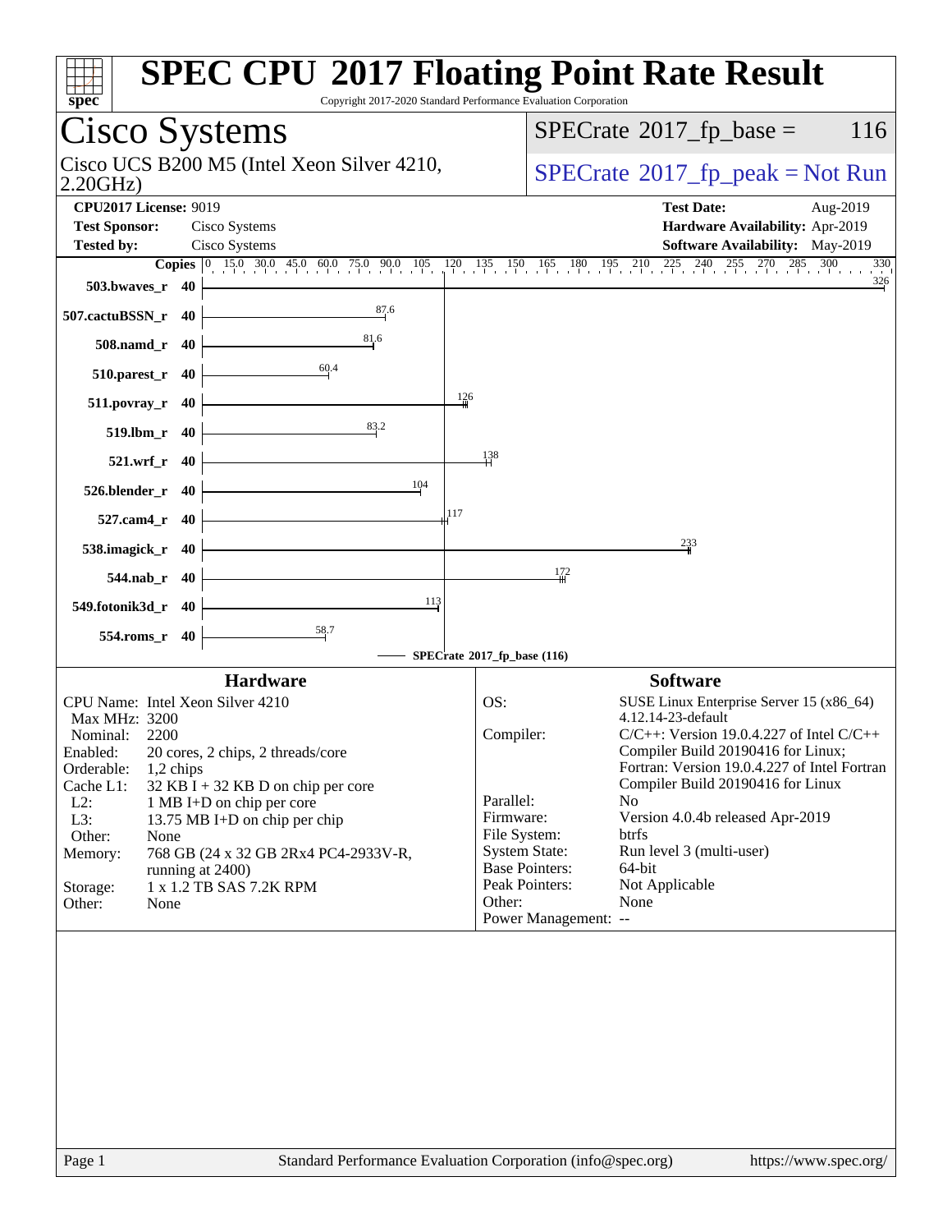# SPEC CPU 2017 Floating Point Rate Result

Copyright 2017-2020 Standard Performance Evaluation Corporation

## Cisco Systems

Cisco UCS B200 M5 (Intel Xeon Silver 4210, 2.20GHz)

SPECrate 2017_fp_base = 116

SPECrate 2017_fp_peak = Not Run

**CPU2017 License:** 9019
**Test Sponsor:** Cisco Systems
**Tested by:** Cisco Systems

**Test Date:** Aug-2019
**Hardware Availability:** Apr-2019
**Software Availability:** May-2019

| Benchmark | Copies | SPECrate 2017_fp_base |
|---|---|---|
| 503.bwaves_r | 40 | 326 |
| 507.cactuBSSN_r | 40 | 87.6 |
| 508.namd_r | 40 | 81.6 |
| 510.parest_r | 40 | 60.4 |
| 511.povray_r | 40 | 126 |
| 519.lbm_r | 40 | 83.2 |
| 521.wrf_r | 40 | 138 |
| 526.blender_r | 40 | 104 |
| 527.cam4_r | 40 | 117 |
| 538.imagick_r | 40 | 233 |
| 544.nab_r | 40 | 172 |
| 549.fotonik3d_r | 40 | 113 |
| 554.roms_r | 40 | 58.7 |

SPECrate 2017_fp_base (116)

### Hardware

- CPU Name: Intel Xeon Silver 4210
- Max MHz: 3200
- Nominal: 2200
- Enabled: 20 cores, 2 chips, 2 threads/core
- Orderable: 1,2 chips
- Cache L1: 32 KB I + 32 KB D on chip per core
- L2: 1 MB I+D on chip per core
- L3: 13.75 MB I+D on chip per chip
- Other: None
- Memory: 768 GB (24 x 32 GB 2Rx4 PC4-2933V-R, running at 2400)
- Storage: 1 x 1.2 TB SAS 7.2K RPM
- Other: None

### Software

- OS: SUSE Linux Enterprise Server 15 (x86_64) 4.12.14-23-default
- Compiler: C/C++: Version 19.0.4.227 of Intel C/C++ Compiler Build 20190416 for Linux; Fortran: Version 19.0.4.227 of Intel Fortran Compiler Build 20190416 for Linux
- Parallel: No
- Firmware: Version 4.0.4b released Apr-2019
- File System: btrfs
- System State: Run level 3 (multi-user)
- Base Pointers: 64-bit
- Peak Pointers: Not Applicable
- Other: None
- Power Management: --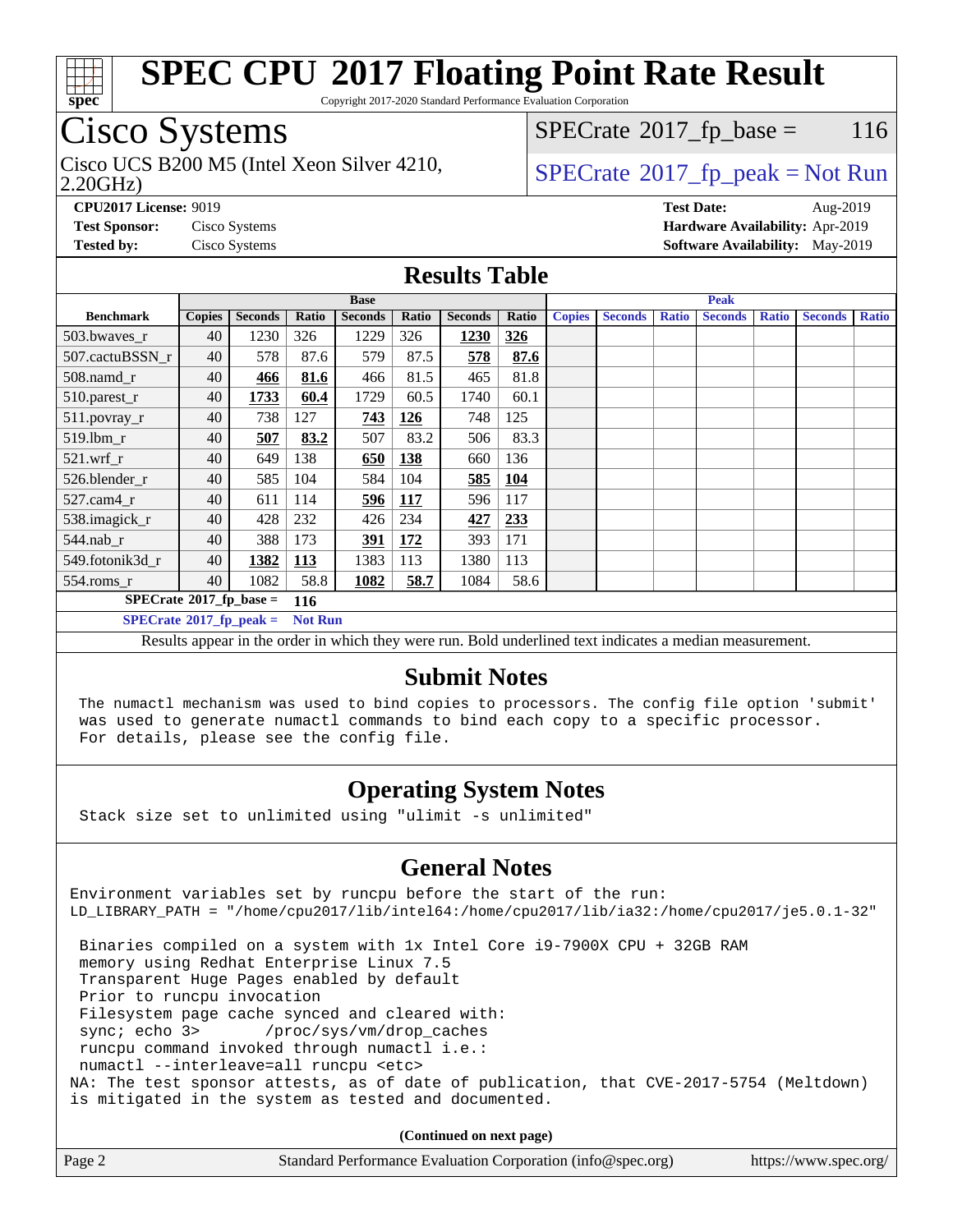# SPEC CPU 2017 Floating Point Rate Result

Copyright 2017-2020 Standard Performance Evaluation Corporation

## Cisco Systems

Cisco UCS B200 M5 (Intel Xeon Silver 4210, 2.20GHz)

SPECrate 2017_fp_base = 116

SPECrate 2017_fp_peak = Not Run

**CPU2017 License:** 9019
**Test Sponsor:** Cisco Systems
**Tested by:** Cisco Systems

**Test Date:** Aug-2019
**Hardware Availability:** Apr-2019
**Software Availability:** May-2019

## Results Table

| | Base | | | | | | | Peak | | | | | | |
|---|---|---|---|---|---|---|---|---|---|---|---|---|---|---|
| **Benchmark** | **Copies** | **Seconds** | **Ratio** | **Seconds** | **Ratio** | **Seconds** | **Ratio** | **Copies** | **Seconds** | **Ratio** | **Seconds** | **Ratio** | **Seconds** | **Ratio** |
| 503.bwaves_r | 40 | 1230 | 326 | 1229 | 326 | **1230** | **326** | | | | | | | |
| 507.cactuBSSN_r | 40 | 578 | 87.6 | 579 | 87.5 | **578** | **87.6** | | | | | | | |
| 508.namd_r | 40 | **466** | **81.6** | 466 | 81.5 | 465 | 81.8 | | | | | | | |
| 510.parest_r | 40 | **1733** | **60.4** | 1729 | 60.5 | 1740 | 60.1 | | | | | | | |
| 511.povray_r | 40 | 738 | 127 | **743** | **126** | 748 | 125 | | | | | | | |
| 519.lbm_r | 40 | **507** | **83.2** | 507 | 83.2 | 506 | 83.3 | | | | | | | |
| 521.wrf_r | 40 | 649 | 138 | **650** | **138** | 660 | 136 | | | | | | | |
| 526.blender_r | 40 | 585 | 104 | 584 | 104 | **585** | **104** | | | | | | | |
| 527.cam4_r | 40 | 611 | 114 | **596** | **117** | 596 | 117 | | | | | | | |
| 538.imagick_r | 40 | 428 | 232 | 426 | 234 | **427** | **233** | | | | | | | |
| 544.nab_r | 40 | 388 | 173 | **391** | **172** | 393 | 171 | | | | | | | |
| 549.fotonik3d_r | 40 | **1382** | **113** | 1383 | 113 | 1380 | 113 | | | | | | | |
| 554.roms_r | 40 | 1082 | 58.8 | **1082** | **58.7** | 1084 | 58.6 | | | | | | | |

**SPECrate 2017_fp_base = 116**

**SPECrate 2017_fp_peak = Not Run**

Results appear in the order in which they were run. Bold underlined text indicates a median measurement.

## Submit Notes

```
The numactl mechanism was used to bind copies to processors. The config file option 'submit'
was used to generate numactl commands to bind each copy to a specific processor.
For details, please see the config file.
```

## Operating System Notes

```
Stack size set to unlimited using "ulimit -s unlimited"
```

## General Notes

```
Environment variables set by runcpu before the start of the run:
LD_LIBRARY_PATH = "/home/cpu2017/lib/intel64:/home/cpu2017/lib/ia32:/home/cpu2017/je5.0.1-32"

 Binaries compiled on a system with 1x Intel Core i9-7900X CPU + 32GB RAM
 memory using Redhat Enterprise Linux 7.5
 Transparent Huge Pages enabled by default
 Prior to runcpu invocation
 Filesystem page cache synced and cleared with:
 sync; echo 3>       /proc/sys/vm/drop_caches
 runcpu command invoked through numactl i.e.:
 numactl --interleave=all runcpu <etc>
NA: The test sponsor attests, as of date of publication, that CVE-2017-5754 (Meltdown)
is mitigated in the system as tested and documented.
```

**(Continued on next page)**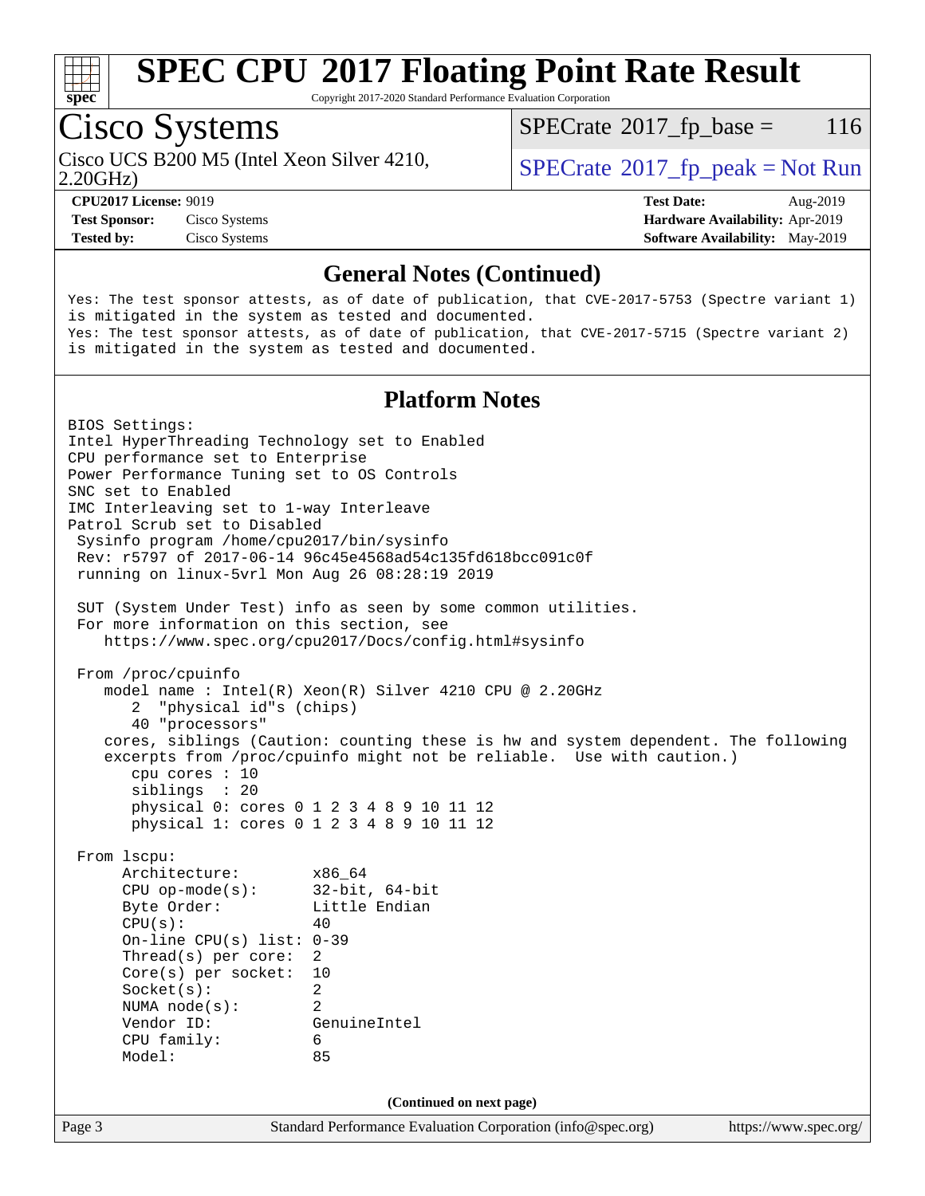# SPEC CPU 2017 Floating Point Rate Result

Copyright 2017-2020 Standard Performance Evaluation Corporation

## Cisco Systems

Cisco UCS B200 M5 (Intel Xeon Silver 4210, 2.20GHz)

SPECrate 2017_fp_base = 116

SPECrate 2017_fp_peak = Not Run

**CPU2017 License:** 9019
**Test Sponsor:** Cisco Systems
**Tested by:** Cisco Systems

**Test Date:** Aug-2019
**Hardware Availability:** Apr-2019
**Software Availability:** May-2019

### General Notes (Continued)

```
Yes: The test sponsor attests, as of date of publication, that CVE-2017-5753 (Spectre variant 1)
is mitigated in the system as tested and documented.
Yes: The test sponsor attests, as of date of publication, that CVE-2017-5715 (Spectre variant 2)
is mitigated in the system as tested and documented.
```

### Platform Notes

```
BIOS Settings:
Intel HyperThreading Technology set to Enabled
CPU performance set to Enterprise
Power Performance Tuning set to OS Controls
SNC set to Enabled
IMC Interleaving set to 1-way Interleave
Patrol Scrub set to Disabled
 Sysinfo program /home/cpu2017/bin/sysinfo
 Rev: r5797 of 2017-06-14 96c45e4568ad54c135fd618bcc091c0f
 running on linux-5vrl Mon Aug 26 08:28:19 2019

 SUT (System Under Test) info as seen by some common utilities.
 For more information on this section, see
    https://www.spec.org/cpu2017/Docs/config.html#sysinfo

 From /proc/cpuinfo
    model name : Intel(R) Xeon(R) Silver 4210 CPU @ 2.20GHz
       2  "physical id"s (chips)
       40 "processors"
    cores, siblings (Caution: counting these is hw and system dependent. The following
    excerpts from /proc/cpuinfo might not be reliable.  Use with caution.)
       cpu cores : 10
       siblings  : 20
       physical 0: cores 0 1 2 3 4 8 9 10 11 12
       physical 1: cores 0 1 2 3 4 8 9 10 11 12

 From lscpu:
      Architecture:          x86_64
      CPU op-mode(s):        32-bit, 64-bit
      Byte Order:            Little Endian
      CPU(s):                40
      On-line CPU(s) list: 0-39
      Thread(s) per core:  2
      Core(s) per socket:  10
      Socket(s):             2
      NUMA node(s):          2
      Vendor ID:             GenuineIntel
      CPU family:            6
      Model:                 85
```

(Continued on next page)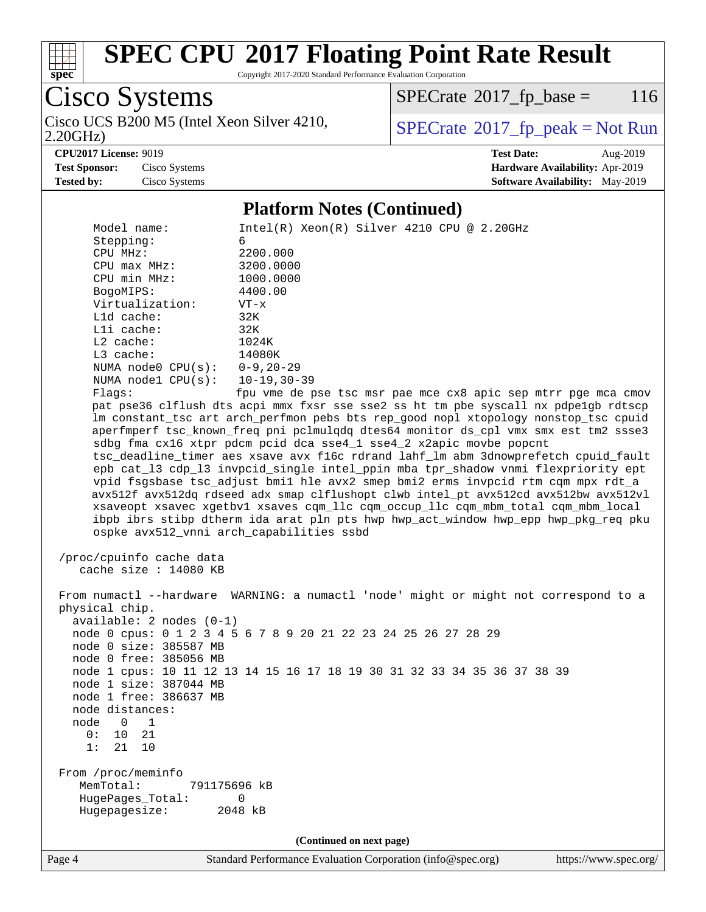## Platform Notes (Continued)

```
     Model name:          Intel(R) Xeon(R) Silver 4210 CPU @ 2.20GHz
     Stepping:            6
     CPU MHz:             2200.000
     CPU max MHz:         3200.0000
     CPU min MHz:         1000.0000
     BogoMIPS:            4400.00
     Virtualization:      VT-x
     L1d cache:           32K
     L1i cache:           32K
     L2 cache:            1024K
     L3 cache:            14080K
     NUMA node0 CPU(s):   0-9,20-29
     NUMA node1 CPU(s):   10-19,30-39
     Flags:               fpu vme de pse tsc msr pae mce cx8 apic sep mtrr pge mca cmov
     pat pse36 clflush dts acpi mmx fxsr sse sse2 ss ht tm pbe syscall nx pdpe1gb rdtscp
     lm constant_tsc art arch_perfmon pebs bts rep_good nopl xtopology nonstop_tsc cpuid
     aperfmperf tsc_known_freq pni pclmulqdq dtes64 monitor ds_cpl vmx smx est tm2 ssse3
     sdbg fma cx16 xtpr pdcm pcid dca sse4_1 sse4_2 x2apic movbe popcnt
     tsc_deadline_timer aes xsave avx f16c rdrand lahf_lm abm 3dnowprefetch cpuid_fault
     epb cat_l3 cdp_l3 invpcid_single intel_ppin mba tpr_shadow vnmi flexpriority ept
     vpid fsgsbase tsc_adjust bmi1 hle avx2 smep bmi2 erms invpcid rtm cqm mpx rdt_a
     avx512f avx512dq rdseed adx smap clflushopt clwb intel_pt avx512cd avx512bw avx512vl
     xsaveopt xsavec xgetbv1 xsaves cqm_llc cqm_occup_llc cqm_mbm_total cqm_mbm_local
     ibpb ibrs stibp dtherm ida arat pln pts hwp hwp_act_window hwp_epp hwp_pkg_req pku
     ospke avx512_vnni arch_capabilities ssbd

 /proc/cpuinfo cache data
    cache size : 14080 KB

 From numactl --hardware  WARNING: a numactl 'node' might or might not correspond to a
 physical chip.
   available: 2 nodes (0-1)
   node 0 cpus: 0 1 2 3 4 5 6 7 8 9 20 21 22 23 24 25 26 27 28 29
   node 0 size: 385587 MB
   node 0 free: 385056 MB
   node 1 cpus: 10 11 12 13 14 15 16 17 18 19 30 31 32 33 34 35 36 37 38 39
   node 1 size: 387044 MB
   node 1 free: 386637 MB
   node distances:
   node   0   1
     0:  10  21
     1:  21  10

 From /proc/meminfo
    MemTotal:       791175696 kB
    HugePages_Total:       0
    Hugepagesize:       2048 kB
```

(Continued on next page)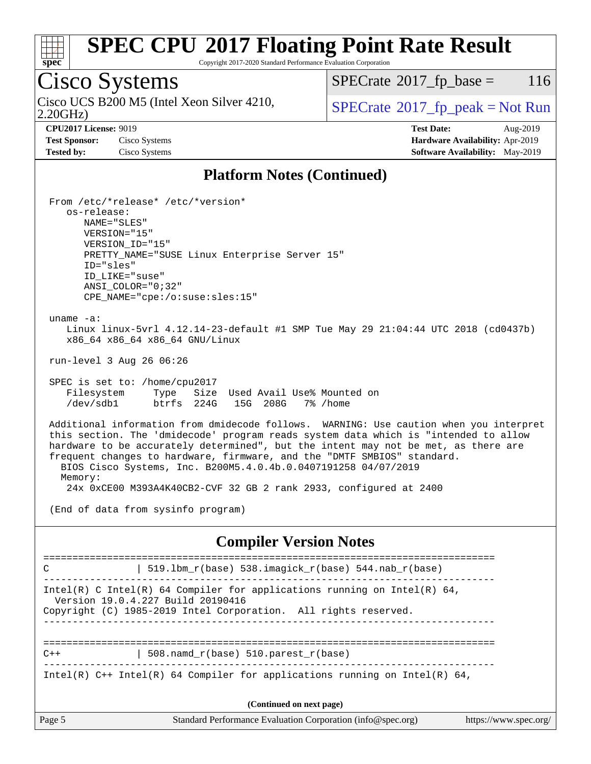# SPEC CPU 2017 Floating Point Rate Result

Copyright 2017-2020 Standard Performance Evaluation Corporation

## Cisco Systems

Cisco UCS B200 M5 (Intel Xeon Silver 4210, 2.20GHz)

SPECrate 2017_fp_base = 116

SPECrate 2017_fp_peak = Not Run

**CPU2017 License:** 9019
**Test Sponsor:** Cisco Systems
**Tested by:** Cisco Systems

**Test Date:** Aug-2019
**Hardware Availability:** Apr-2019
**Software Availability:** May-2019

## Platform Notes (Continued)

```
From /etc/*release* /etc/*version*
   os-release:
      NAME="SLES"
      VERSION="15"
      VERSION_ID="15"
      PRETTY_NAME="SUSE Linux Enterprise Server 15"
      ID="sles"
      ID_LIKE="suse"
      ANSI_COLOR="0;32"
      CPE_NAME="cpe:/o:suse:sles:15"

uname -a:
   Linux linux-5vrl 4.12.14-23-default #1 SMP Tue May 29 21:04:44 UTC 2018 (cd0437b)
   x86_64 x86_64 x86_64 GNU/Linux

run-level 3 Aug 26 06:26

SPEC is set to: /home/cpu2017
   Filesystem     Type   Size  Used Avail Use% Mounted on
   /dev/sdb1      btrfs  224G   15G  208G   7% /home

Additional information from dmidecode follows.  WARNING: Use caution when you interpret
this section. The 'dmidecode' program reads system data which is "intended to allow
hardware to be accurately determined", but the intent may not be met, as there are
frequent changes to hardware, firmware, and the "DMTF SMBIOS" standard.
  BIOS Cisco Systems, Inc. B200M5.4.0.4b.0.0407191258 04/07/2019
  Memory:
   24x 0xCE00 M393A4K40CB2-CVF 32 GB 2 rank 2933, configured at 2400

(End of data from sysinfo program)
```

## Compiler Version Notes

```
==============================================================================
C               | 519.lbm_r(base) 538.imagick_r(base) 544.nab_r(base)
------------------------------------------------------------------------------
Intel(R) C Intel(R) 64 Compiler for applications running on Intel(R) 64,
  Version 19.0.4.227 Build 20190416
Copyright (C) 1985-2019 Intel Corporation.  All rights reserved.
------------------------------------------------------------------------------

==============================================================================
C++             | 508.namd_r(base) 510.parest_r(base)
------------------------------------------------------------------------------
Intel(R) C++ Intel(R) 64 Compiler for applications running on Intel(R) 64,
```

(Continued on next page)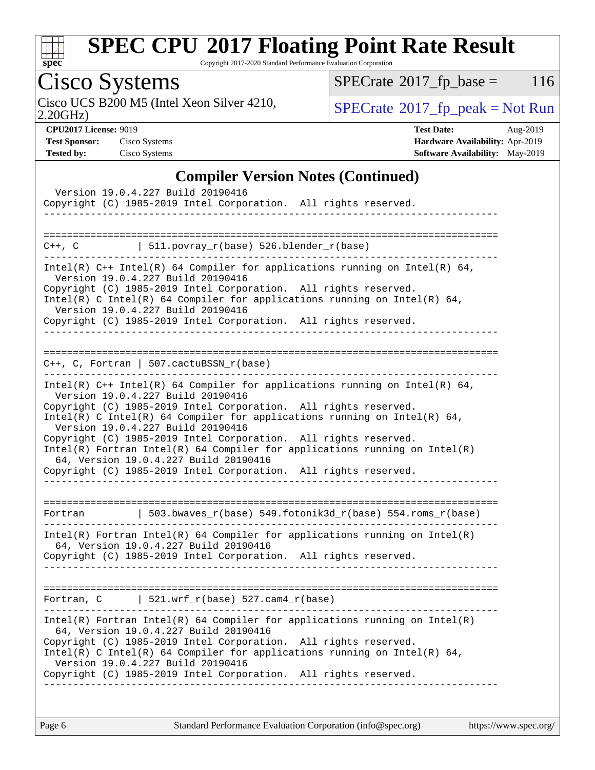## Compiler Version Notes (Continued)

```
  Version 19.0.4.227 Build 20190416
Copyright (C) 1985-2019 Intel Corporation.  All rights reserved.
------------------------------------------------------------------------------

==============================================================================
C++, C          | 511.povray_r(base) 526.blender_r(base)
------------------------------------------------------------------------------
Intel(R) C++ Intel(R) 64 Compiler for applications running on Intel(R) 64,
  Version 19.0.4.227 Build 20190416
Copyright (C) 1985-2019 Intel Corporation.  All rights reserved.
Intel(R) C Intel(R) 64 Compiler for applications running on Intel(R) 64,
  Version 19.0.4.227 Build 20190416
Copyright (C) 1985-2019 Intel Corporation.  All rights reserved.
------------------------------------------------------------------------------

==============================================================================
C++, C, Fortran | 507.cactuBSSN_r(base)
------------------------------------------------------------------------------
Intel(R) C++ Intel(R) 64 Compiler for applications running on Intel(R) 64,
  Version 19.0.4.227 Build 20190416
Copyright (C) 1985-2019 Intel Corporation.  All rights reserved.
Intel(R) C Intel(R) 64 Compiler for applications running on Intel(R) 64,
  Version 19.0.4.227 Build 20190416
Copyright (C) 1985-2019 Intel Corporation.  All rights reserved.
Intel(R) Fortran Intel(R) 64 Compiler for applications running on Intel(R)
  64, Version 19.0.4.227 Build 20190416
Copyright (C) 1985-2019 Intel Corporation.  All rights reserved.
------------------------------------------------------------------------------

==============================================================================
Fortran         | 503.bwaves_r(base) 549.fotonik3d_r(base) 554.roms_r(base)
------------------------------------------------------------------------------
Intel(R) Fortran Intel(R) 64 Compiler for applications running on Intel(R)
  64, Version 19.0.4.227 Build 20190416
Copyright (C) 1985-2019 Intel Corporation.  All rights reserved.
------------------------------------------------------------------------------

==============================================================================
Fortran, C      | 521.wrf_r(base) 527.cam4_r(base)
------------------------------------------------------------------------------
Intel(R) Fortran Intel(R) 64 Compiler for applications running on Intel(R)
  64, Version 19.0.4.227 Build 20190416
Copyright (C) 1985-2019 Intel Corporation.  All rights reserved.
Intel(R) C Intel(R) 64 Compiler for applications running on Intel(R) 64,
  Version 19.0.4.227 Build 20190416
Copyright (C) 1985-2019 Intel Corporation.  All rights reserved.
------------------------------------------------------------------------------
```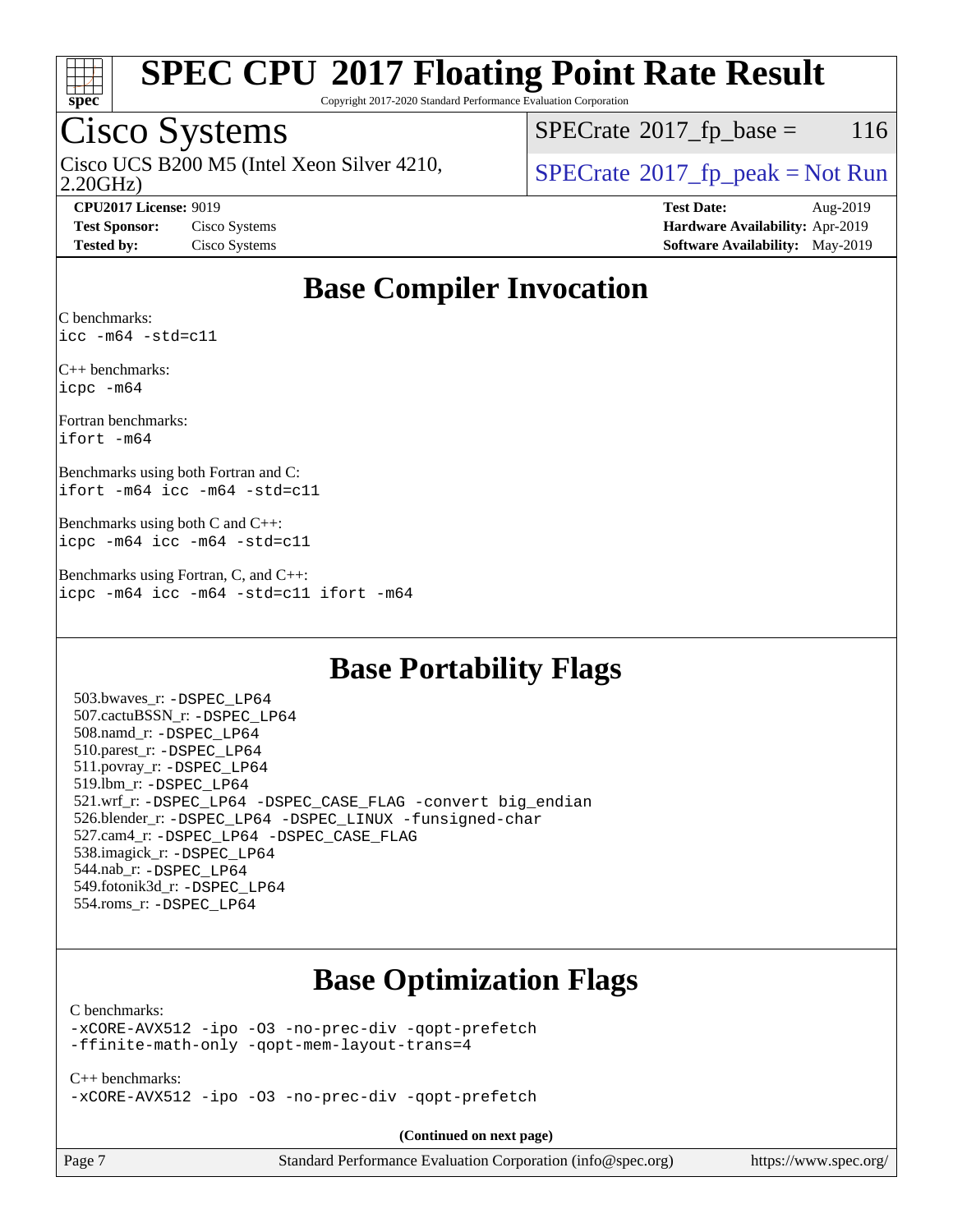# Base Compiler Invocation

C benchmarks:
```
icc -m64 -std=c11
```

C++ benchmarks:
```
icpc -m64
```

Fortran benchmarks:
```
ifort -m64
```

Benchmarks using both Fortran and C:
```
ifort -m64 icc -m64 -std=c11
```

Benchmarks using both C and C++:
```
icpc -m64 icc -m64 -std=c11
```

Benchmarks using Fortran, C, and C++:
```
icpc -m64 icc -m64 -std=c11 ifort -m64
```

# Base Portability Flags

503.bwaves_r: -DSPEC_LP64
507.cactuBSSN_r: -DSPEC_LP64
508.namd_r: -DSPEC_LP64
510.parest_r: -DSPEC_LP64
511.povray_r: -DSPEC_LP64
519.lbm_r: -DSPEC_LP64
521.wrf_r: -DSPEC_LP64 -DSPEC_CASE_FLAG -convert big_endian
526.blender_r: -DSPEC_LP64 -DSPEC_LINUX -funsigned-char
527.cam4_r: -DSPEC_LP64 -DSPEC_CASE_FLAG
538.imagick_r: -DSPEC_LP64
544.nab_r: -DSPEC_LP64
549.fotonik3d_r: -DSPEC_LP64
554.roms_r: -DSPEC_LP64

# Base Optimization Flags

C benchmarks:
```
-xCORE-AVX512 -ipo -O3 -no-prec-div -qopt-prefetch
-ffinite-math-only -qopt-mem-layout-trans=4
```

C++ benchmarks:
```
-xCORE-AVX512 -ipo -O3 -no-prec-div -qopt-prefetch
```

**(Continued on next page)**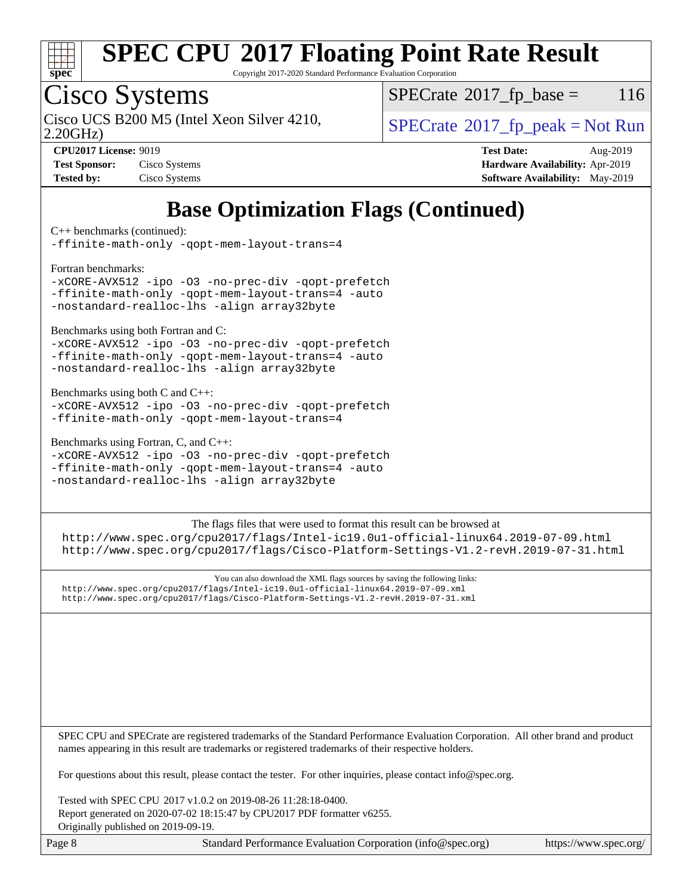# Base Optimization Flags (Continued)

C++ benchmarks (continued):
```
-ffinite-math-only -qopt-mem-layout-trans=4
```

Fortran benchmarks:
```
-xCORE-AVX512 -ipo -O3 -no-prec-div -qopt-prefetch
-ffinite-math-only -qopt-mem-layout-trans=4 -auto
-nostandard-realloc-lhs -align array32byte
```

Benchmarks using both Fortran and C:
```
-xCORE-AVX512 -ipo -O3 -no-prec-div -qopt-prefetch
-ffinite-math-only -qopt-mem-layout-trans=4 -auto
-nostandard-realloc-lhs -align array32byte
```

Benchmarks using both C and C++:
```
-xCORE-AVX512 -ipo -O3 -no-prec-div -qopt-prefetch
-ffinite-math-only -qopt-mem-layout-trans=4
```

Benchmarks using Fortran, C, and C++:
```
-xCORE-AVX512 -ipo -O3 -no-prec-div -qopt-prefetch
-ffinite-math-only -qopt-mem-layout-trans=4 -auto
-nostandard-realloc-lhs -align array32byte
```

The flags files that were used to format this result can be browsed at
http://www.spec.org/cpu2017/flags/Intel-ic19.0u1-official-linux64.2019-07-09.html
http://www.spec.org/cpu2017/flags/Cisco-Platform-Settings-V1.2-revH.2019-07-31.html

You can also download the XML flags sources by saving the following links:
http://www.spec.org/cpu2017/flags/Intel-ic19.0u1-official-linux64.2019-07-09.xml
http://www.spec.org/cpu2017/flags/Cisco-Platform-Settings-V1.2-revH.2019-07-31.xml

SPEC CPU and SPECrate are registered trademarks of the Standard Performance Evaluation Corporation. All other brand and product names appearing in this result are trademarks or registered trademarks of their respective holders.

For questions about this result, please contact the tester. For other inquiries, please contact info@spec.org.

Tested with SPEC CPU 2017 v1.0.2 on 2019-08-26 11:28:18-0400.
Report generated on 2020-07-02 18:15:47 by CPU2017 PDF formatter v6255.
Originally published on 2019-09-19.